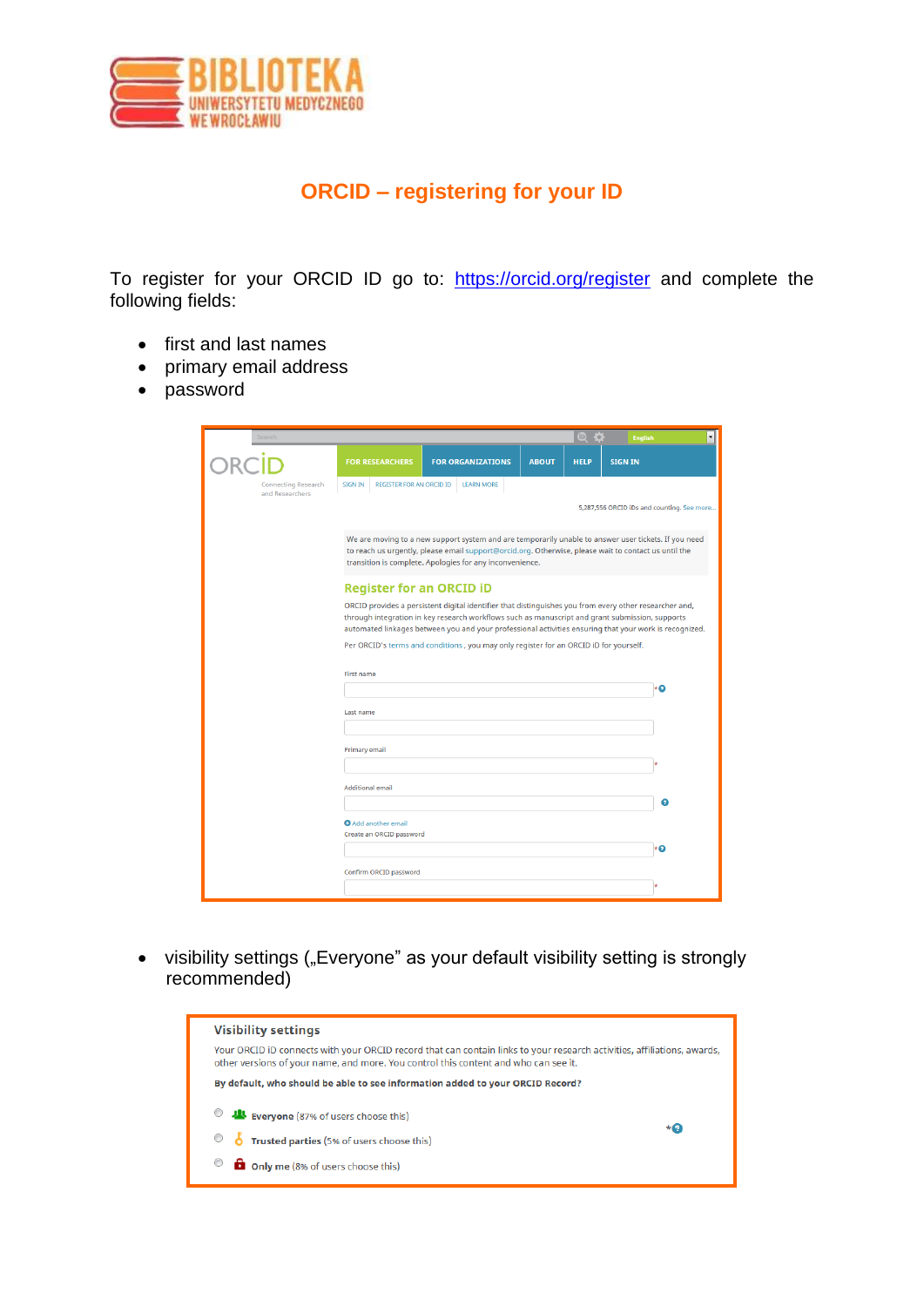# ORCID – registering for your ID

To register for your ORCID ID go to: https://orcid.org/register and complete the following fields:

- first and last names
- primary email address
- password

- visibility settings („Everyone" as your default visibility setting is strongly recommended)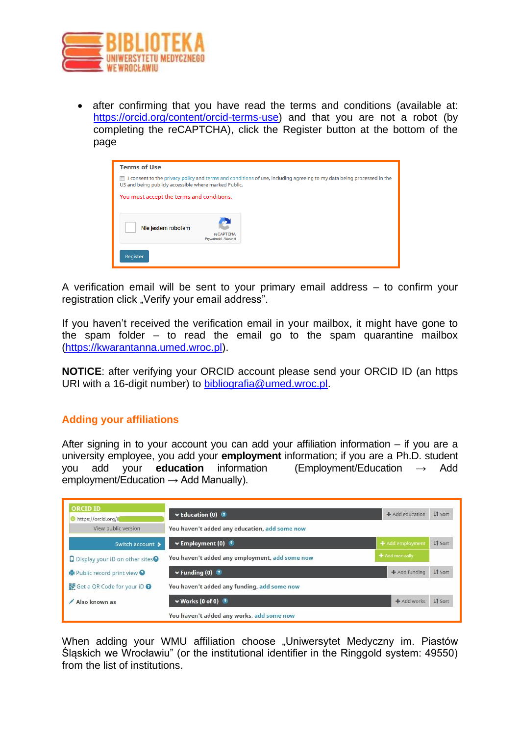- after confirming that you have read the terms and conditions (available at: https://orcid.org/content/orcid-terms-use) and that you are not a robot (by completing the reCAPTCHA), click the Register button at the bottom of the page

A verification email will be sent to your primary email address – to confirm your registration click „Verify your email address".

If you haven't received the verification email in your mailbox, it might have gone to the spam folder – to read the email go to the spam quarantine mailbox (https://kwarantanna.umed.wroc.pl).

**NOTICE**: after verifying your ORCID account please send your ORCID ID (an https URI with a 16-digit number) to bibliografia@umed.wroc.pl.

## Adding your affiliations

After signing in to your account you can add your affiliation information – if you are a university employee, you add your **employment** information; if you are a Ph.D. student you add your **education** information (Employment/Education → Add employment/Education → Add Manually).

When adding your WMU affiliation choose „Uniwersytet Medyczny im. Piastów Śląskich we Wrocławiu" (or the institutional identifier in the Ringgold system: 49550) from the list of institutions.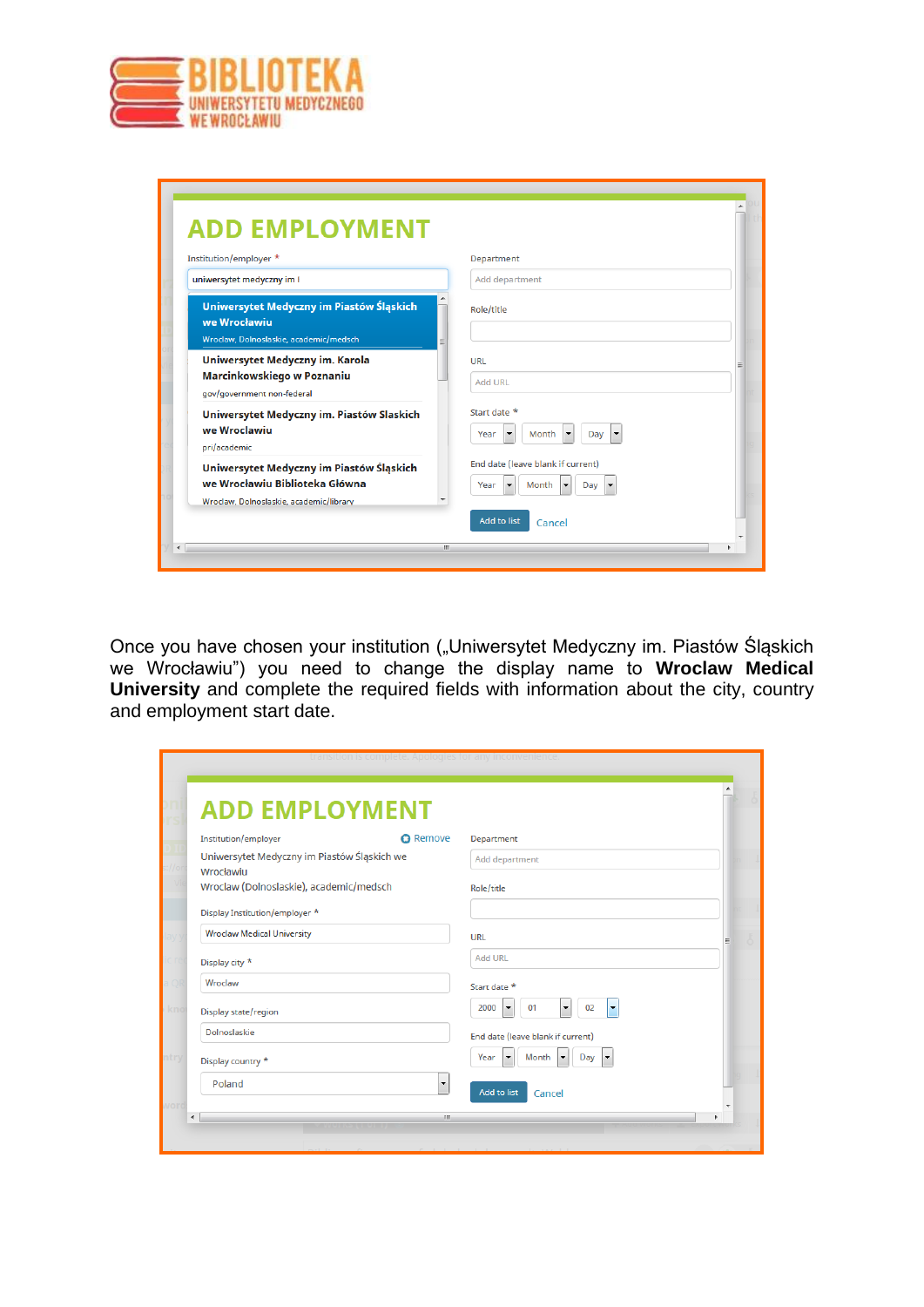Once you have chosen your institution („Uniwersytet Medyczny im. Piastów Śląskich we Wrocławiu") you need to change the display name to **Wroclaw Medical University** and complete the required fields with information about the city, country and employment start date.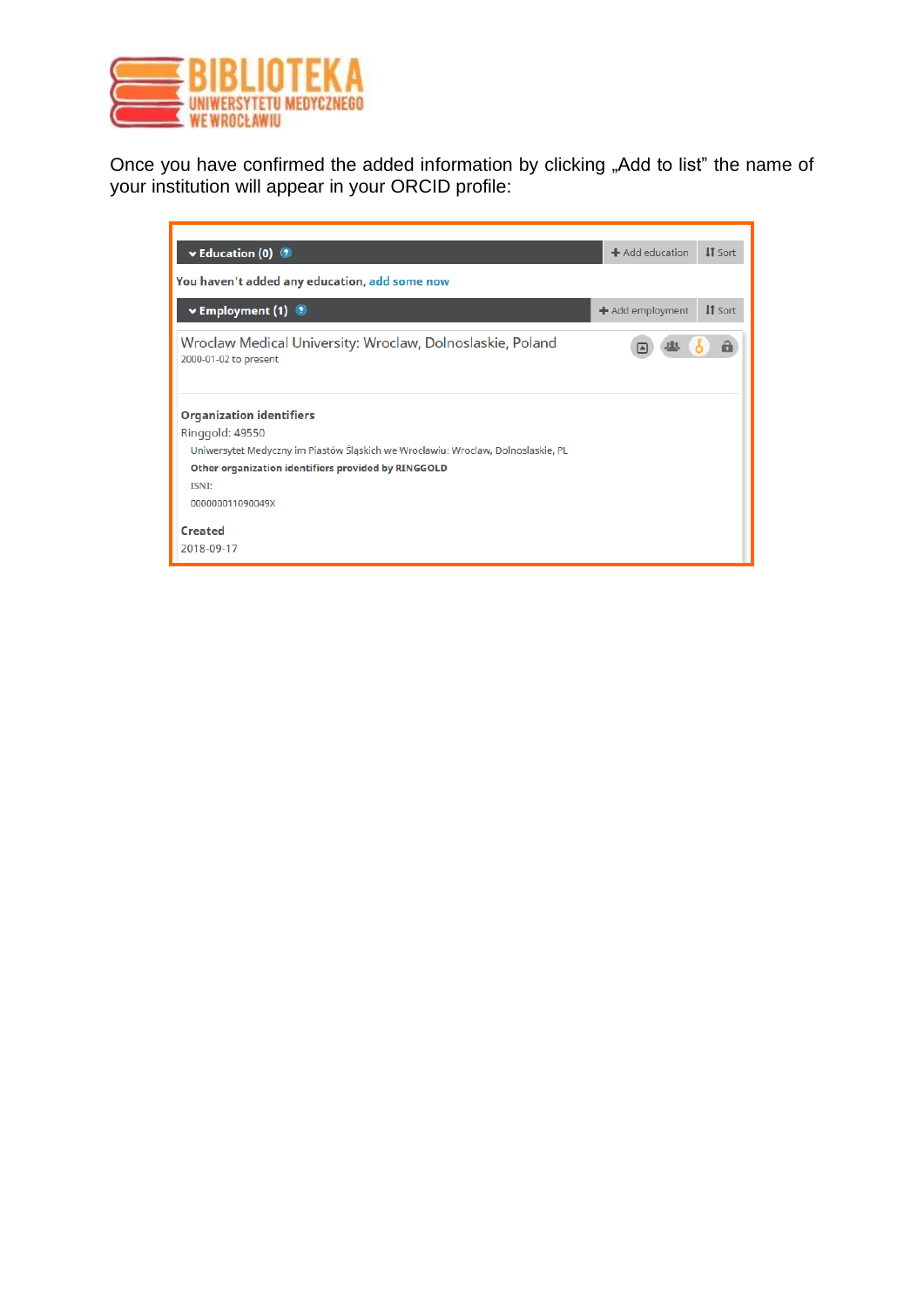Once you have confirmed the added information by clicking „Add to list" the name of your institution will appear in your ORCID profile:

**Education (0)** | + Add education | Sort

You haven't added any education, add some now

**Employment (1)** | + Add employment | Sort

Wroclaw Medical University: Wroclaw, Dolnoslaskie, Poland
2000-01-02 to present

**Organization identifiers**
Ringgold: 49550
Uniwersytet Medyczny im Piastów Śląskich we Wrocławiu: Wroclaw, Dolnoslaskie, PL
**Other organization identifiers provided by RINGGOLD**
ISNI:
000000011090049X

**Created**
2018-09-17